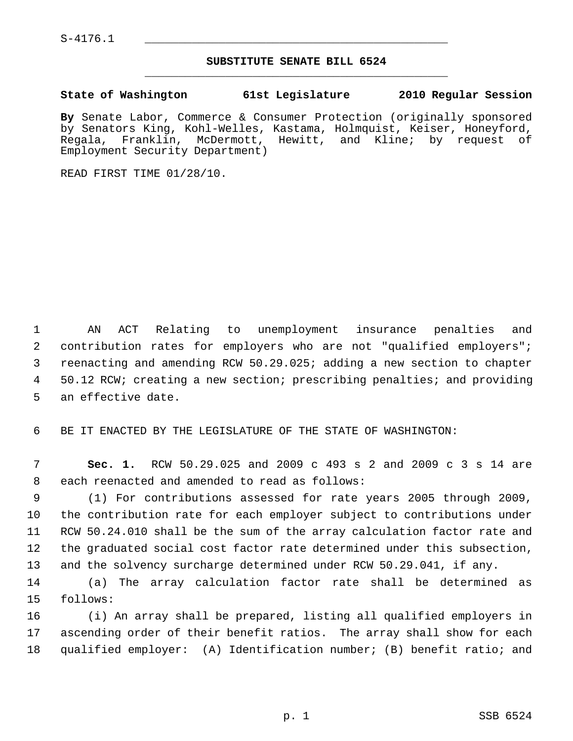S-4176.1

# SUBSTITUTE SENATE BILL 6524

**State of Washington 61st Legislature 2010 Regular Session**

**By** Senate Labor, Commerce & Consumer Protection (originally sponsored by Senators King, Kohl-Welles, Kastama, Holmquist, Keiser, Honeyford, Regala, Franklin, McDermott, Hewitt, and Kline; by request of Employment Security Department)

READ FIRST TIME 01/28/10.

AN ACT Relating to unemployment insurance penalties and contribution rates for employers who are not "qualified employers"; reenacting and amending RCW 50.29.025; adding a new section to chapter 50.12 RCW; creating a new section; prescribing penalties; and providing an effective date.

BE IT ENACTED BY THE LEGISLATURE OF THE STATE OF WASHINGTON:

**Sec. 1.** RCW 50.29.025 and 2009 c 493 s 2 and 2009 c 3 s 14 are each reenacted and amended to read as follows:

(1) For contributions assessed for rate years 2005 through 2009, the contribution rate for each employer subject to contributions under RCW 50.24.010 shall be the sum of the array calculation factor rate and the graduated social cost factor rate determined under this subsection, and the solvency surcharge determined under RCW 50.29.041, if any.

(a) The array calculation factor rate shall be determined as follows:

(i) An array shall be prepared, listing all qualified employers in ascending order of their benefit ratios. The array shall show for each qualified employer: (A) Identification number; (B) benefit ratio; and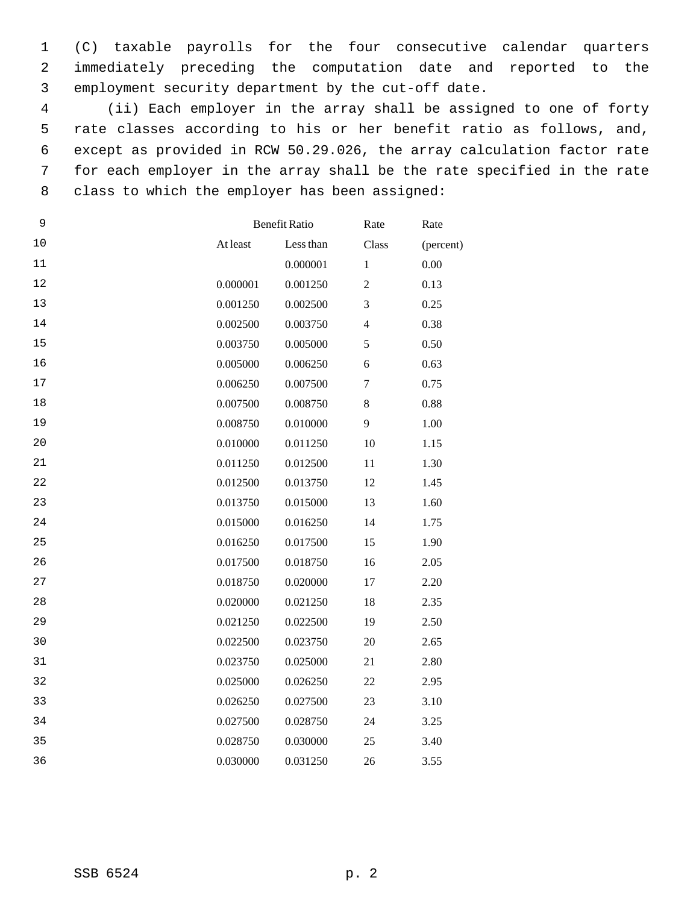(C) taxable payrolls for the four consecutive calendar quarters immediately preceding the computation date and reported to the employment security department by the cut-off date.

(ii) Each employer in the array shall be assigned to one of forty rate classes according to his or her benefit ratio as follows, and, except as provided in RCW 50.29.026, the array calculation factor rate for each employer in the array shall be the rate specified in the rate class to which the employer has been assigned:

| Benefit Ratio | | Rate | Rate |
|---|---|---|---|
| At least | Less than | Class | (percent) |
| | 0.000001 | 1 | 0.00 |
| 0.000001 | 0.001250 | 2 | 0.13 |
| 0.001250 | 0.002500 | 3 | 0.25 |
| 0.002500 | 0.003750 | 4 | 0.38 |
| 0.003750 | 0.005000 | 5 | 0.50 |
| 0.005000 | 0.006250 | 6 | 0.63 |
| 0.006250 | 0.007500 | 7 | 0.75 |
| 0.007500 | 0.008750 | 8 | 0.88 |
| 0.008750 | 0.010000 | 9 | 1.00 |
| 0.010000 | 0.011250 | 10 | 1.15 |
| 0.011250 | 0.012500 | 11 | 1.30 |
| 0.012500 | 0.013750 | 12 | 1.45 |
| 0.013750 | 0.015000 | 13 | 1.60 |
| 0.015000 | 0.016250 | 14 | 1.75 |
| 0.016250 | 0.017500 | 15 | 1.90 |
| 0.017500 | 0.018750 | 16 | 2.05 |
| 0.018750 | 0.020000 | 17 | 2.20 |
| 0.020000 | 0.021250 | 18 | 2.35 |
| 0.021250 | 0.022500 | 19 | 2.50 |
| 0.022500 | 0.023750 | 20 | 2.65 |
| 0.023750 | 0.025000 | 21 | 2.80 |
| 0.025000 | 0.026250 | 22 | 2.95 |
| 0.026250 | 0.027500 | 23 | 3.10 |
| 0.027500 | 0.028750 | 24 | 3.25 |
| 0.028750 | 0.030000 | 25 | 3.40 |
| 0.030000 | 0.031250 | 26 | 3.55 |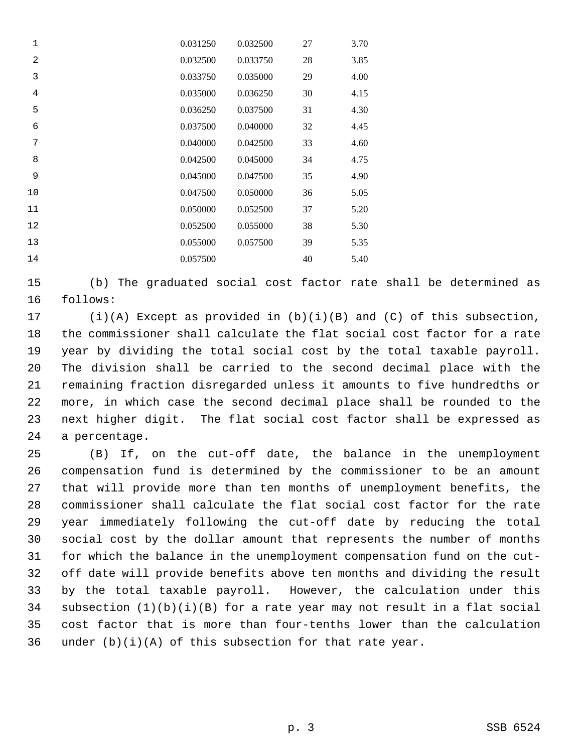| | | | |
|---|---|---|---|
| 0.031250 | 0.032500 | 27 | 3.70 |
| 0.032500 | 0.033750 | 28 | 3.85 |
| 0.033750 | 0.035000 | 29 | 4.00 |
| 0.035000 | 0.036250 | 30 | 4.15 |
| 0.036250 | 0.037500 | 31 | 4.30 |
| 0.037500 | 0.040000 | 32 | 4.45 |
| 0.040000 | 0.042500 | 33 | 4.60 |
| 0.042500 | 0.045000 | 34 | 4.75 |
| 0.045000 | 0.047500 | 35 | 4.90 |
| 0.047500 | 0.050000 | 36 | 5.05 |
| 0.050000 | 0.052500 | 37 | 5.20 |
| 0.052500 | 0.055000 | 38 | 5.30 |
| 0.055000 | 0.057500 | 39 | 5.35 |
| 0.057500 | | 40 | 5.40 |

(b) The graduated social cost factor rate shall be determined as follows:

(i)(A) Except as provided in (b)(i)(B) and (C) of this subsection, the commissioner shall calculate the flat social cost factor for a rate year by dividing the total social cost by the total taxable payroll. The division shall be carried to the second decimal place with the remaining fraction disregarded unless it amounts to five hundredths or more, in which case the second decimal place shall be rounded to the next higher digit. The flat social cost factor shall be expressed as a percentage.

(B) If, on the cut-off date, the balance in the unemployment compensation fund is determined by the commissioner to be an amount that will provide more than ten months of unemployment benefits, the commissioner shall calculate the flat social cost factor for the rate year immediately following the cut-off date by reducing the total social cost by the dollar amount that represents the number of months for which the balance in the unemployment compensation fund on the cut-off date will provide benefits above ten months and dividing the result by the total taxable payroll. However, the calculation under this subsection (1)(b)(i)(B) for a rate year may not result in a flat social cost factor that is more than four-tenths lower than the calculation under (b)(i)(A) of this subsection for that rate year.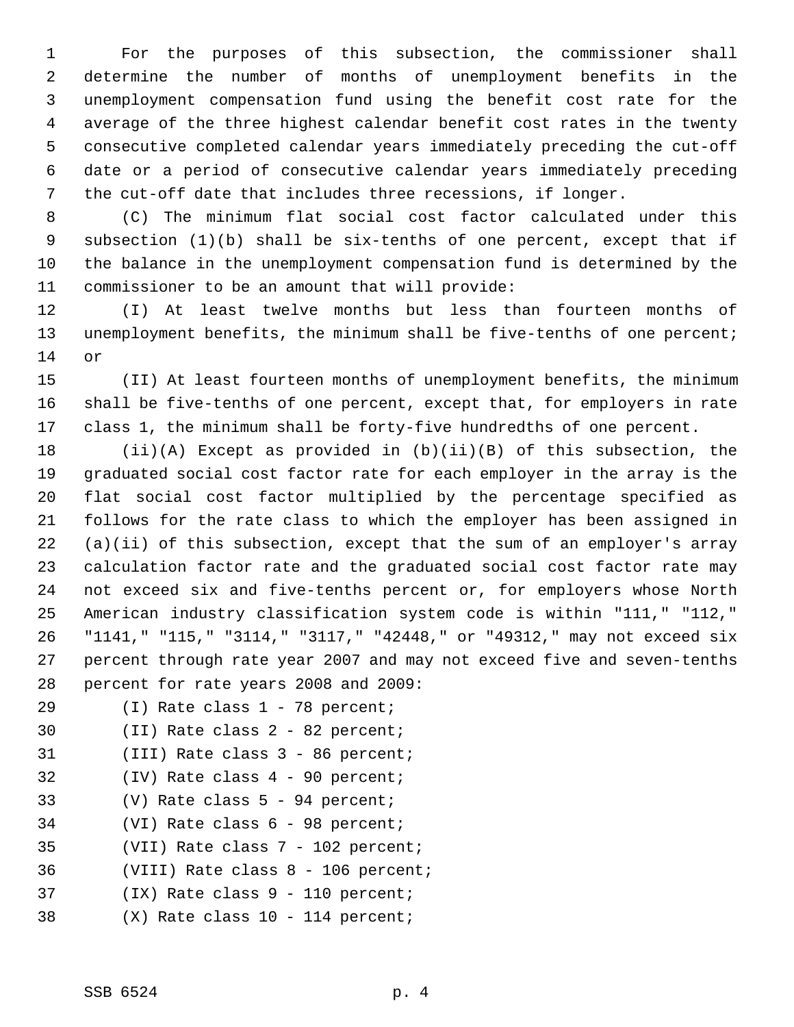For the purposes of this subsection, the commissioner shall determine the number of months of unemployment benefits in the unemployment compensation fund using the benefit cost rate for the average of the three highest calendar benefit cost rates in the twenty consecutive completed calendar years immediately preceding the cut-off date or a period of consecutive calendar years immediately preceding the cut-off date that includes three recessions, if longer.

(C) The minimum flat social cost factor calculated under this subsection (1)(b) shall be six-tenths of one percent, except that if the balance in the unemployment compensation fund is determined by the commissioner to be an amount that will provide:

(I) At least twelve months but less than fourteen months of unemployment benefits, the minimum shall be five-tenths of one percent; or

(II) At least fourteen months of unemployment benefits, the minimum shall be five-tenths of one percent, except that, for employers in rate class 1, the minimum shall be forty-five hundredths of one percent.

(ii)(A) Except as provided in (b)(ii)(B) of this subsection, the graduated social cost factor rate for each employer in the array is the flat social cost factor multiplied by the percentage specified as follows for the rate class to which the employer has been assigned in (a)(ii) of this subsection, except that the sum of an employer's array calculation factor rate and the graduated social cost factor rate may not exceed six and five-tenths percent or, for employers whose North American industry classification system code is within "111," "112," "1141," "115," "3114," "3117," "42448," or "49312," may not exceed six percent through rate year 2007 and may not exceed five and seven-tenths percent for rate years 2008 and 2009:

(I) Rate class 1 - 78 percent;

(II) Rate class 2 - 82 percent;

(III) Rate class 3 - 86 percent;

(IV) Rate class 4 - 90 percent;

(V) Rate class 5 - 94 percent;

(VI) Rate class 6 - 98 percent;

(VII) Rate class 7 - 102 percent;

(VIII) Rate class 8 - 106 percent;

(IX) Rate class 9 - 110 percent;

(X) Rate class 10 - 114 percent;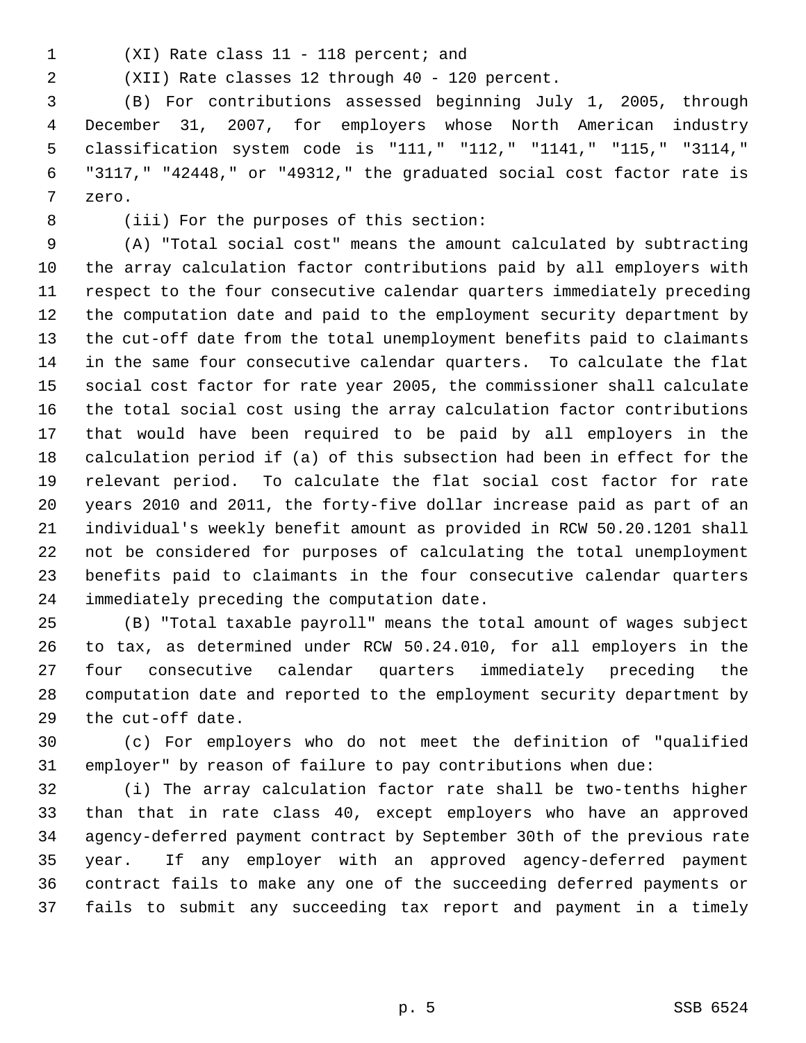(XI) Rate class 11 - 118 percent; and

(XII) Rate classes 12 through 40 - 120 percent.

(B) For contributions assessed beginning July 1, 2005, through December 31, 2007, for employers whose North American industry classification system code is "111," "112," "1141," "115," "3114," "3117," "42448," or "49312," the graduated social cost factor rate is zero.

(iii) For the purposes of this section:

(A) "Total social cost" means the amount calculated by subtracting the array calculation factor contributions paid by all employers with respect to the four consecutive calendar quarters immediately preceding the computation date and paid to the employment security department by the cut-off date from the total unemployment benefits paid to claimants in the same four consecutive calendar quarters. To calculate the flat social cost factor for rate year 2005, the commissioner shall calculate the total social cost using the array calculation factor contributions that would have been required to be paid by all employers in the calculation period if (a) of this subsection had been in effect for the relevant period. To calculate the flat social cost factor for rate years 2010 and 2011, the forty-five dollar increase paid as part of an individual's weekly benefit amount as provided in RCW 50.20.1201 shall not be considered for purposes of calculating the total unemployment benefits paid to claimants in the four consecutive calendar quarters immediately preceding the computation date.

(B) "Total taxable payroll" means the total amount of wages subject to tax, as determined under RCW 50.24.010, for all employers in the four consecutive calendar quarters immediately preceding the computation date and reported to the employment security department by the cut-off date.

(c) For employers who do not meet the definition of "qualified employer" by reason of failure to pay contributions when due:

(i) The array calculation factor rate shall be two-tenths higher than that in rate class 40, except employers who have an approved agency-deferred payment contract by September 30th of the previous rate year. If any employer with an approved agency-deferred payment contract fails to make any one of the succeeding deferred payments or fails to submit any succeeding tax report and payment in a timely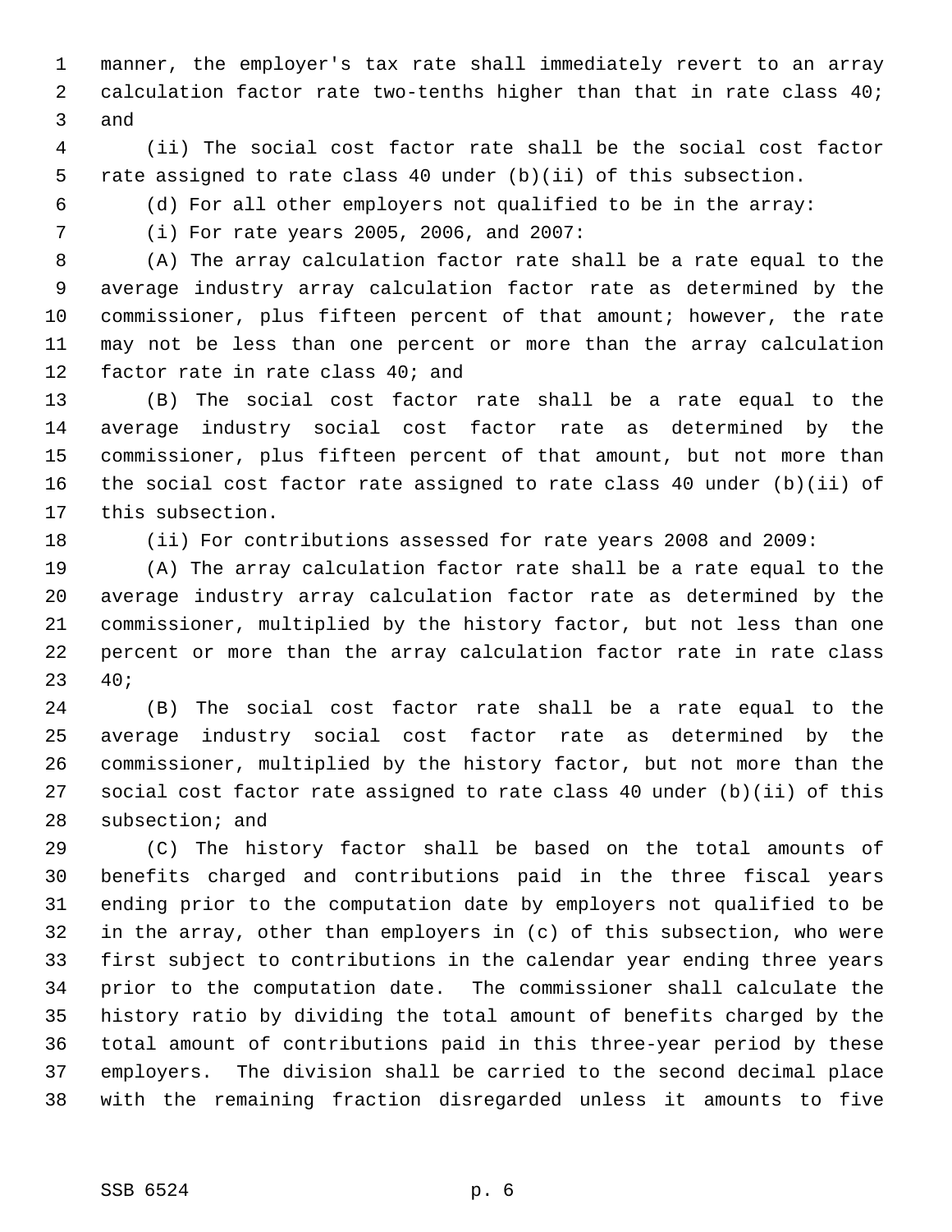manner, the employer's tax rate shall immediately revert to an array calculation factor rate two-tenths higher than that in rate class 40; and

(ii) The social cost factor rate shall be the social cost factor rate assigned to rate class 40 under (b)(ii) of this subsection.

(d) For all other employers not qualified to be in the array:

(i) For rate years 2005, 2006, and 2007:

(A) The array calculation factor rate shall be a rate equal to the average industry array calculation factor rate as determined by the commissioner, plus fifteen percent of that amount; however, the rate may not be less than one percent or more than the array calculation factor rate in rate class 40; and

(B) The social cost factor rate shall be a rate equal to the average industry social cost factor rate as determined by the commissioner, plus fifteen percent of that amount, but not more than the social cost factor rate assigned to rate class 40 under (b)(ii) of this subsection.

(ii) For contributions assessed for rate years 2008 and 2009:

(A) The array calculation factor rate shall be a rate equal to the average industry array calculation factor rate as determined by the commissioner, multiplied by the history factor, but not less than one percent or more than the array calculation factor rate in rate class 40;

(B) The social cost factor rate shall be a rate equal to the average industry social cost factor rate as determined by the commissioner, multiplied by the history factor, but not more than the social cost factor rate assigned to rate class 40 under (b)(ii) of this subsection; and

(C) The history factor shall be based on the total amounts of benefits charged and contributions paid in the three fiscal years ending prior to the computation date by employers not qualified to be in the array, other than employers in (c) of this subsection, who were first subject to contributions in the calendar year ending three years prior to the computation date. The commissioner shall calculate the history ratio by dividing the total amount of benefits charged by the total amount of contributions paid in this three-year period by these employers. The division shall be carried to the second decimal place with the remaining fraction disregarded unless it amounts to five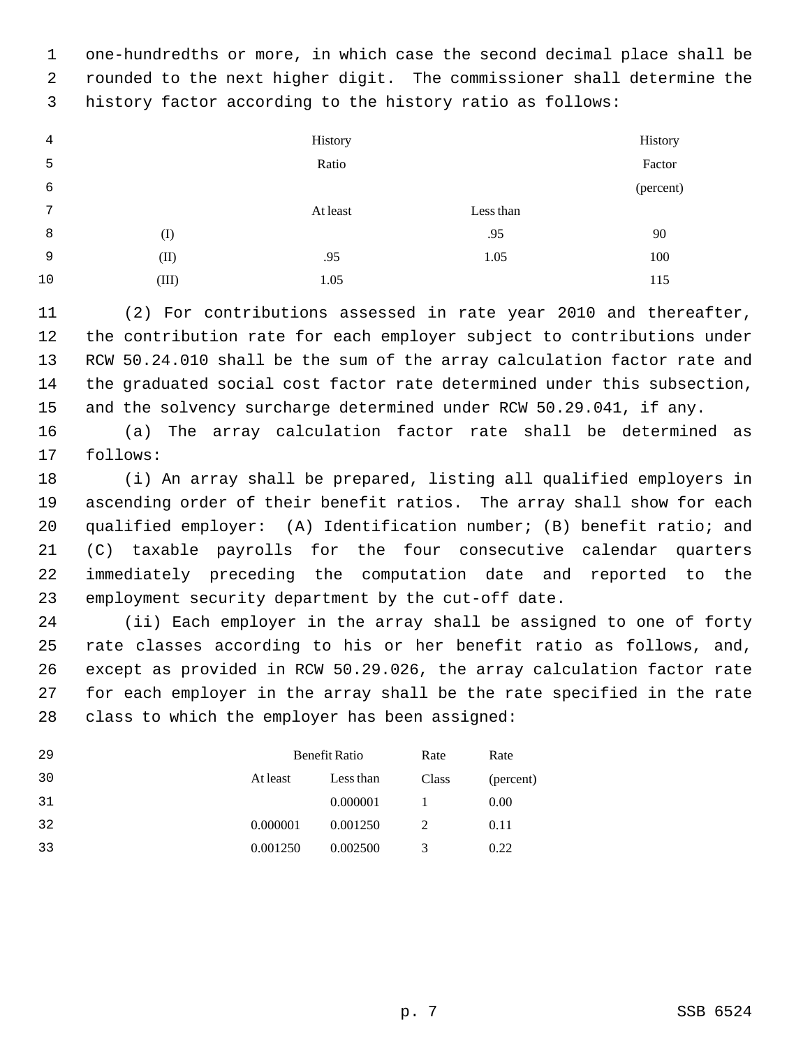one-hundredths or more, in which case the second decimal place shall be rounded to the next higher digit. The commissioner shall determine the history factor according to the history ratio as follows:

| | History Ratio | | History Factor (percent) |
|---|---|---|---|
| | At least | Less than | |
| (I) | | .95 | 90 |
| (II) | .95 | 1.05 | 100 |
| (III) | 1.05 | | 115 |

(2) For contributions assessed in rate year 2010 and thereafter, the contribution rate for each employer subject to contributions under RCW 50.24.010 shall be the sum of the array calculation factor rate and the graduated social cost factor rate determined under this subsection, and the solvency surcharge determined under RCW 50.29.041, if any.

(a) The array calculation factor rate shall be determined as follows:

(i) An array shall be prepared, listing all qualified employers in ascending order of their benefit ratios. The array shall show for each qualified employer: (A) Identification number; (B) benefit ratio; and (C) taxable payrolls for the four consecutive calendar quarters immediately preceding the computation date and reported to the employment security department by the cut-off date.

(ii) Each employer in the array shall be assigned to one of forty rate classes according to his or her benefit ratio as follows, and, except as provided in RCW 50.29.026, the array calculation factor rate for each employer in the array shall be the rate specified in the rate class to which the employer has been assigned:

| Benefit Ratio | | Rate | Rate |
|---|---|---|---|
| At least | Less than | Class | (percent) |
| | 0.000001 | 1 | 0.00 |
| 0.000001 | 0.001250 | 2 | 0.11 |
| 0.001250 | 0.002500 | 3 | 0.22 |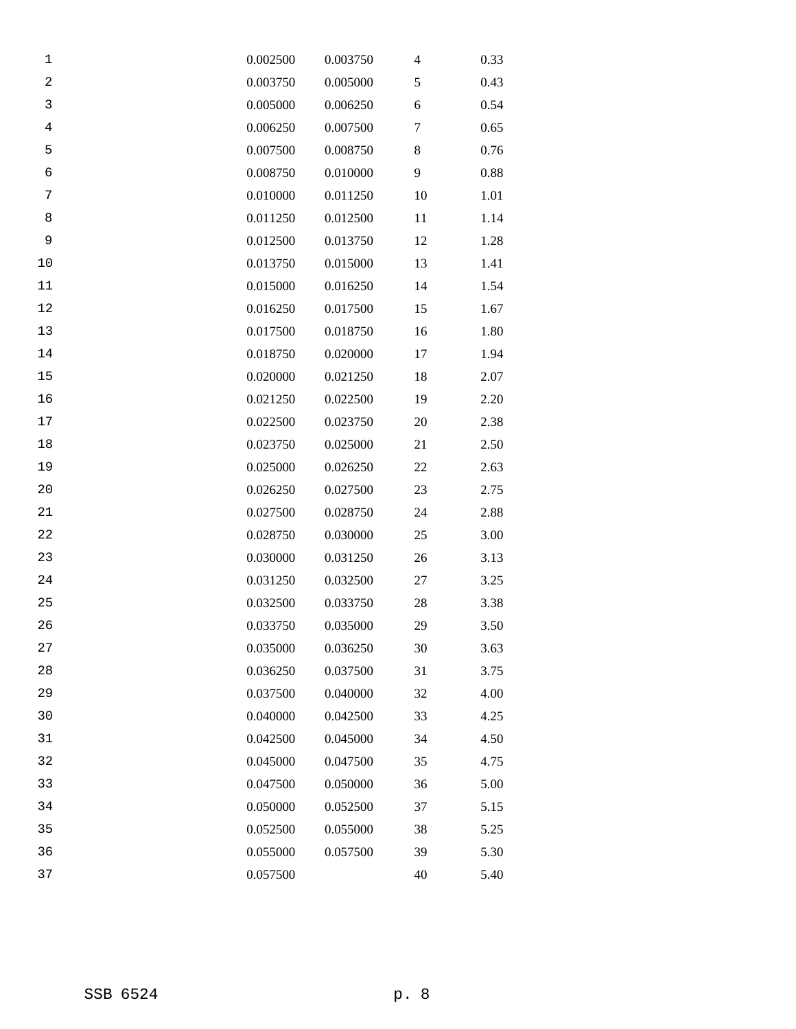| | | | |
|---|---|---|---|
| 0.002500 | 0.003750 | 4 | 0.33 |
| 0.003750 | 0.005000 | 5 | 0.43 |
| 0.005000 | 0.006250 | 6 | 0.54 |
| 0.006250 | 0.007500 | 7 | 0.65 |
| 0.007500 | 0.008750 | 8 | 0.76 |
| 0.008750 | 0.010000 | 9 | 0.88 |
| 0.010000 | 0.011250 | 10 | 1.01 |
| 0.011250 | 0.012500 | 11 | 1.14 |
| 0.012500 | 0.013750 | 12 | 1.28 |
| 0.013750 | 0.015000 | 13 | 1.41 |
| 0.015000 | 0.016250 | 14 | 1.54 |
| 0.016250 | 0.017500 | 15 | 1.67 |
| 0.017500 | 0.018750 | 16 | 1.80 |
| 0.018750 | 0.020000 | 17 | 1.94 |
| 0.020000 | 0.021250 | 18 | 2.07 |
| 0.021250 | 0.022500 | 19 | 2.20 |
| 0.022500 | 0.023750 | 20 | 2.38 |
| 0.023750 | 0.025000 | 21 | 2.50 |
| 0.025000 | 0.026250 | 22 | 2.63 |
| 0.026250 | 0.027500 | 23 | 2.75 |
| 0.027500 | 0.028750 | 24 | 2.88 |
| 0.028750 | 0.030000 | 25 | 3.00 |
| 0.030000 | 0.031250 | 26 | 3.13 |
| 0.031250 | 0.032500 | 27 | 3.25 |
| 0.032500 | 0.033750 | 28 | 3.38 |
| 0.033750 | 0.035000 | 29 | 3.50 |
| 0.035000 | 0.036250 | 30 | 3.63 |
| 0.036250 | 0.037500 | 31 | 3.75 |
| 0.037500 | 0.040000 | 32 | 4.00 |
| 0.040000 | 0.042500 | 33 | 4.25 |
| 0.042500 | 0.045000 | 34 | 4.50 |
| 0.045000 | 0.047500 | 35 | 4.75 |
| 0.047500 | 0.050000 | 36 | 5.00 |
| 0.050000 | 0.052500 | 37 | 5.15 |
| 0.052500 | 0.055000 | 38 | 5.25 |
| 0.055000 | 0.057500 | 39 | 5.30 |
| 0.057500 | | 40 | 5.40 |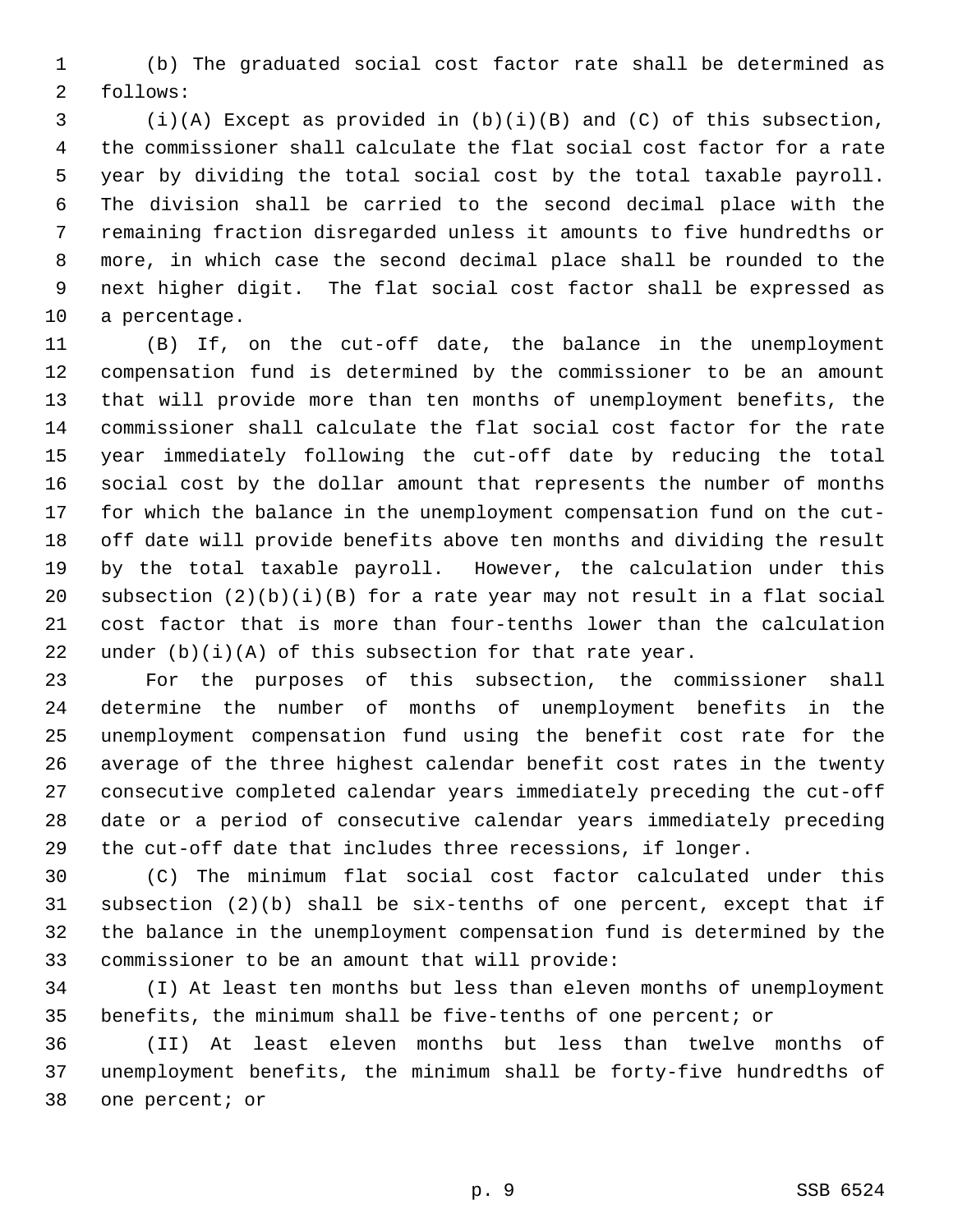(b) The graduated social cost factor rate shall be determined as follows:

(i)(A) Except as provided in (b)(i)(B) and (C) of this subsection, the commissioner shall calculate the flat social cost factor for a rate year by dividing the total social cost by the total taxable payroll. The division shall be carried to the second decimal place with the remaining fraction disregarded unless it amounts to five hundredths or more, in which case the second decimal place shall be rounded to the next higher digit. The flat social cost factor shall be expressed as a percentage.

(B) If, on the cut-off date, the balance in the unemployment compensation fund is determined by the commissioner to be an amount that will provide more than ten months of unemployment benefits, the commissioner shall calculate the flat social cost factor for the rate year immediately following the cut-off date by reducing the total social cost by the dollar amount that represents the number of months for which the balance in the unemployment compensation fund on the cut-off date will provide benefits above ten months and dividing the result by the total taxable payroll. However, the calculation under this subsection (2)(b)(i)(B) for a rate year may not result in a flat social cost factor that is more than four-tenths lower than the calculation under (b)(i)(A) of this subsection for that rate year.

For the purposes of this subsection, the commissioner shall determine the number of months of unemployment benefits in the unemployment compensation fund using the benefit cost rate for the average of the three highest calendar benefit cost rates in the twenty consecutive completed calendar years immediately preceding the cut-off date or a period of consecutive calendar years immediately preceding the cut-off date that includes three recessions, if longer.

(C) The minimum flat social cost factor calculated under this subsection (2)(b) shall be six-tenths of one percent, except that if the balance in the unemployment compensation fund is determined by the commissioner to be an amount that will provide:

(I) At least ten months but less than eleven months of unemployment benefits, the minimum shall be five-tenths of one percent; or

(II) At least eleven months but less than twelve months of unemployment benefits, the minimum shall be forty-five hundredths of one percent; or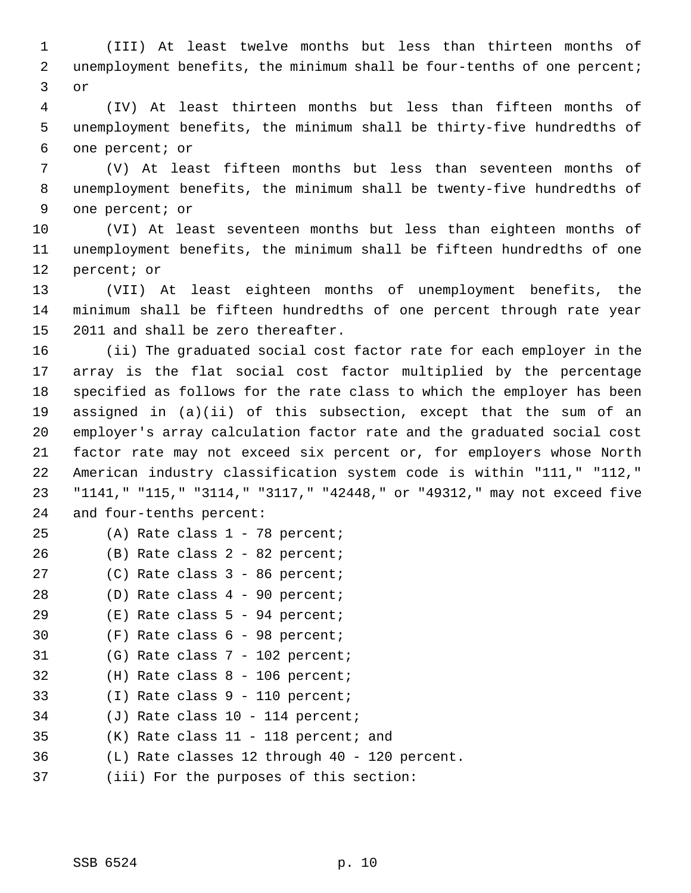(III) At least twelve months but less than thirteen months of unemployment benefits, the minimum shall be four-tenths of one percent; or

(IV) At least thirteen months but less than fifteen months of unemployment benefits, the minimum shall be thirty-five hundredths of one percent; or

(V) At least fifteen months but less than seventeen months of unemployment benefits, the minimum shall be twenty-five hundredths of one percent; or

(VI) At least seventeen months but less than eighteen months of unemployment benefits, the minimum shall be fifteen hundredths of one percent; or

(VII) At least eighteen months of unemployment benefits, the minimum shall be fifteen hundredths of one percent through rate year 2011 and shall be zero thereafter.

(ii) The graduated social cost factor rate for each employer in the array is the flat social cost factor multiplied by the percentage specified as follows for the rate class to which the employer has been assigned in (a)(ii) of this subsection, except that the sum of an employer's array calculation factor rate and the graduated social cost factor rate may not exceed six percent or, for employers whose North American industry classification system code is within "111," "112," "1141," "115," "3114," "3117," "42448," or "49312," may not exceed five and four-tenths percent:

(A) Rate class 1 - 78 percent;

(B) Rate class 2 - 82 percent;

(C) Rate class 3 - 86 percent;

(D) Rate class 4 - 90 percent;

(E) Rate class 5 - 94 percent;

(F) Rate class 6 - 98 percent;

(G) Rate class 7 - 102 percent;

(H) Rate class 8 - 106 percent;

(I) Rate class 9 - 110 percent;

(J) Rate class 10 - 114 percent;

(K) Rate class 11 - 118 percent; and

(L) Rate classes 12 through 40 - 120 percent.

(iii) For the purposes of this section: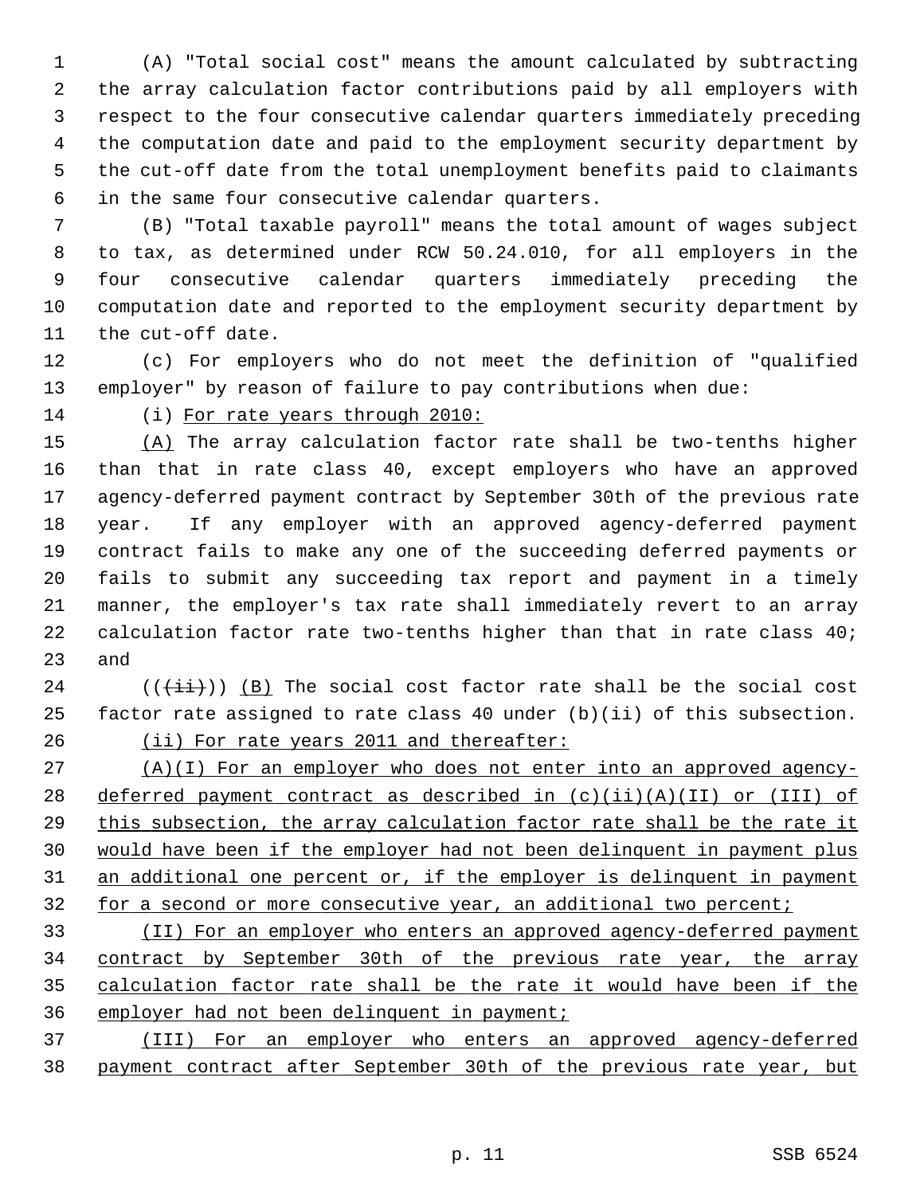(A) "Total social cost" means the amount calculated by subtracting the array calculation factor contributions paid by all employers with respect to the four consecutive calendar quarters immediately preceding the computation date and paid to the employment security department by the cut-off date from the total unemployment benefits paid to claimants in the same four consecutive calendar quarters.

(B) "Total taxable payroll" means the total amount of wages subject to tax, as determined under RCW 50.24.010, for all employers in the four consecutive calendar quarters immediately preceding the computation date and reported to the employment security department by the cut-off date.

(c) For employers who do not meet the definition of "qualified employer" by reason of failure to pay contributions when due:

(i) For rate years through 2010:

(A) The array calculation factor rate shall be two-tenths higher than that in rate class 40, except employers who have an approved agency-deferred payment contract by September 30th of the previous rate year. If any employer with an approved agency-deferred payment contract fails to make any one of the succeeding deferred payments or fails to submit any succeeding tax report and payment in a timely manner, the employer's tax rate shall immediately revert to an array calculation factor rate two-tenths higher than that in rate class 40; and

((~~(ii)~~)) (B) The social cost factor rate shall be the social cost factor rate assigned to rate class 40 under (b)(ii) of this subsection.

(ii) For rate years 2011 and thereafter:

(A)(I) For an employer who does not enter into an approved agency-deferred payment contract as described in (c)(ii)(A)(II) or (III) of this subsection, the array calculation factor rate shall be the rate it would have been if the employer had not been delinquent in payment plus an additional one percent or, if the employer is delinquent in payment for a second or more consecutive year, an additional two percent;

(II) For an employer who enters an approved agency-deferred payment contract by September 30th of the previous rate year, the array calculation factor rate shall be the rate it would have been if the employer had not been delinquent in payment;

(III) For an employer who enters an approved agency-deferred payment contract after September 30th of the previous rate year, but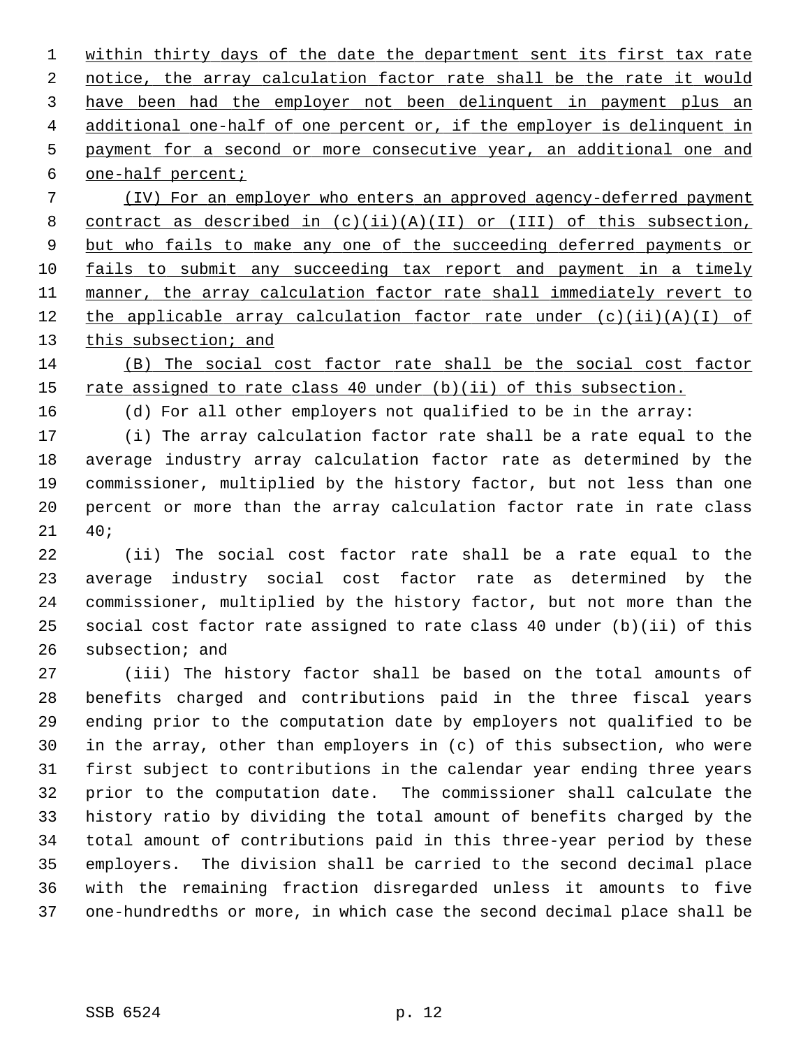within thirty days of the date the department sent its first tax rate notice, the array calculation factor rate shall be the rate it would have been had the employer not been delinquent in payment plus an additional one-half of one percent or, if the employer is delinquent in payment for a second or more consecutive year, an additional one and one-half percent;

(IV) For an employer who enters an approved agency-deferred payment contract as described in (c)(ii)(A)(II) or (III) of this subsection, but who fails to make any one of the succeeding deferred payments or fails to submit any succeeding tax report and payment in a timely manner, the array calculation factor rate shall immediately revert to the applicable array calculation factor rate under (c)(ii)(A)(I) of this subsection; and

(B) The social cost factor rate shall be the social cost factor rate assigned to rate class 40 under (b)(ii) of this subsection.

(d) For all other employers not qualified to be in the array:

(i) The array calculation factor rate shall be a rate equal to the average industry array calculation factor rate as determined by the commissioner, multiplied by the history factor, but not less than one percent or more than the array calculation factor rate in rate class 40;

(ii) The social cost factor rate shall be a rate equal to the average industry social cost factor rate as determined by the commissioner, multiplied by the history factor, but not more than the social cost factor rate assigned to rate class 40 under (b)(ii) of this subsection; and

(iii) The history factor shall be based on the total amounts of benefits charged and contributions paid in the three fiscal years ending prior to the computation date by employers not qualified to be in the array, other than employers in (c) of this subsection, who were first subject to contributions in the calendar year ending three years prior to the computation date. The commissioner shall calculate the history ratio by dividing the total amount of benefits charged by the total amount of contributions paid in this three-year period by these employers. The division shall be carried to the second decimal place with the remaining fraction disregarded unless it amounts to five one-hundredths or more, in which case the second decimal place shall be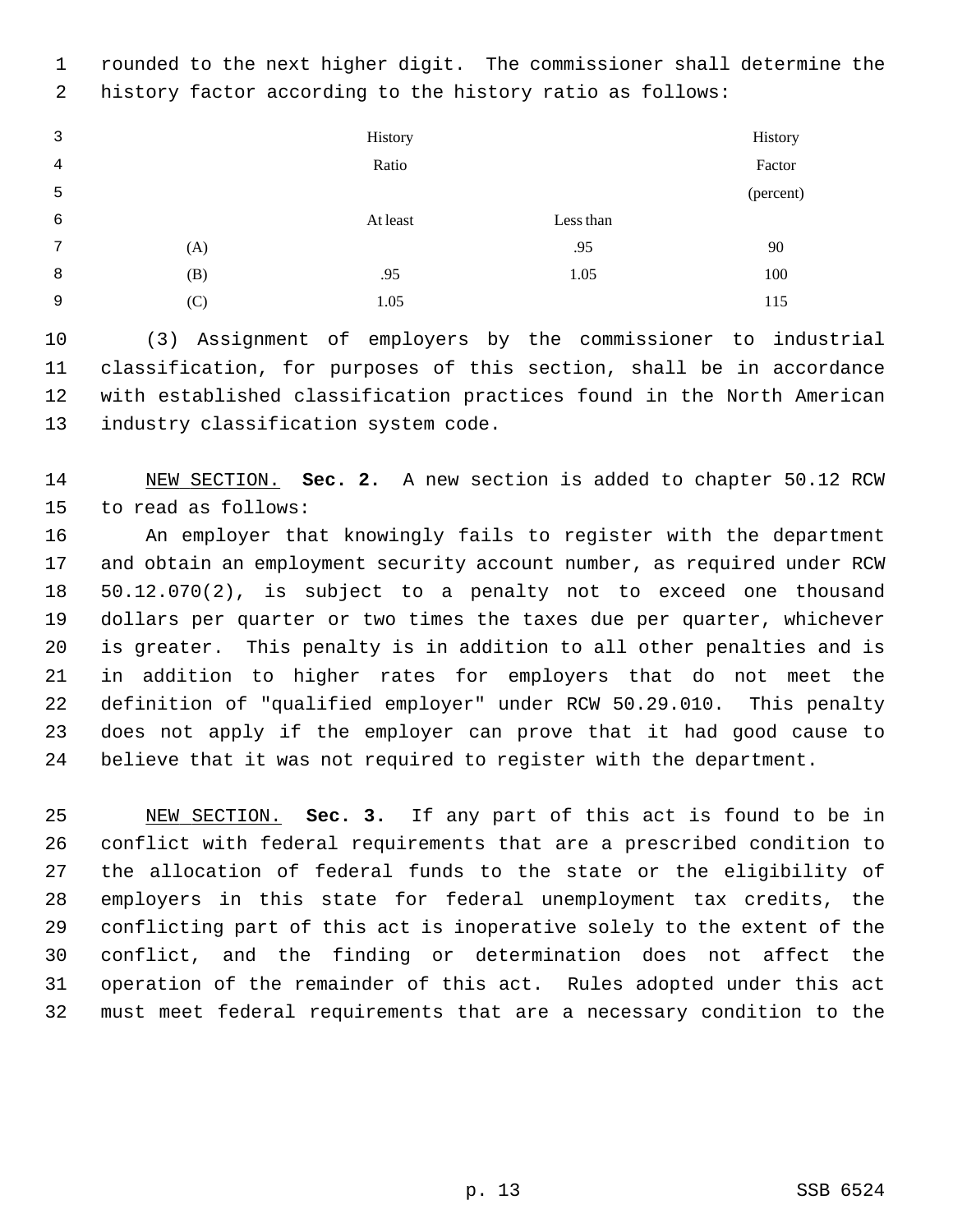rounded to the next higher digit. The commissioner shall determine the history factor according to the history ratio as follows:

| | History Ratio | | History Factor (percent) |
|---|---|---|---|
| | At least | Less than | |
| (A) | | .95 | 90 |
| (B) | .95 | 1.05 | 100 |
| (C) | 1.05 | | 115 |

(3) Assignment of employers by the commissioner to industrial classification, for purposes of this section, shall be in accordance with established classification practices found in the North American industry classification system code.

NEW SECTION. **Sec. 2.** A new section is added to chapter 50.12 RCW to read as follows:

An employer that knowingly fails to register with the department and obtain an employment security account number, as required under RCW 50.12.070(2), is subject to a penalty not to exceed one thousand dollars per quarter or two times the taxes due per quarter, whichever is greater. This penalty is in addition to all other penalties and is in addition to higher rates for employers that do not meet the definition of "qualified employer" under RCW 50.29.010. This penalty does not apply if the employer can prove that it had good cause to believe that it was not required to register with the department.

NEW SECTION. **Sec. 3.** If any part of this act is found to be in conflict with federal requirements that are a prescribed condition to the allocation of federal funds to the state or the eligibility of employers in this state for federal unemployment tax credits, the conflicting part of this act is inoperative solely to the extent of the conflict, and the finding or determination does not affect the operation of the remainder of this act. Rules adopted under this act must meet federal requirements that are a necessary condition to the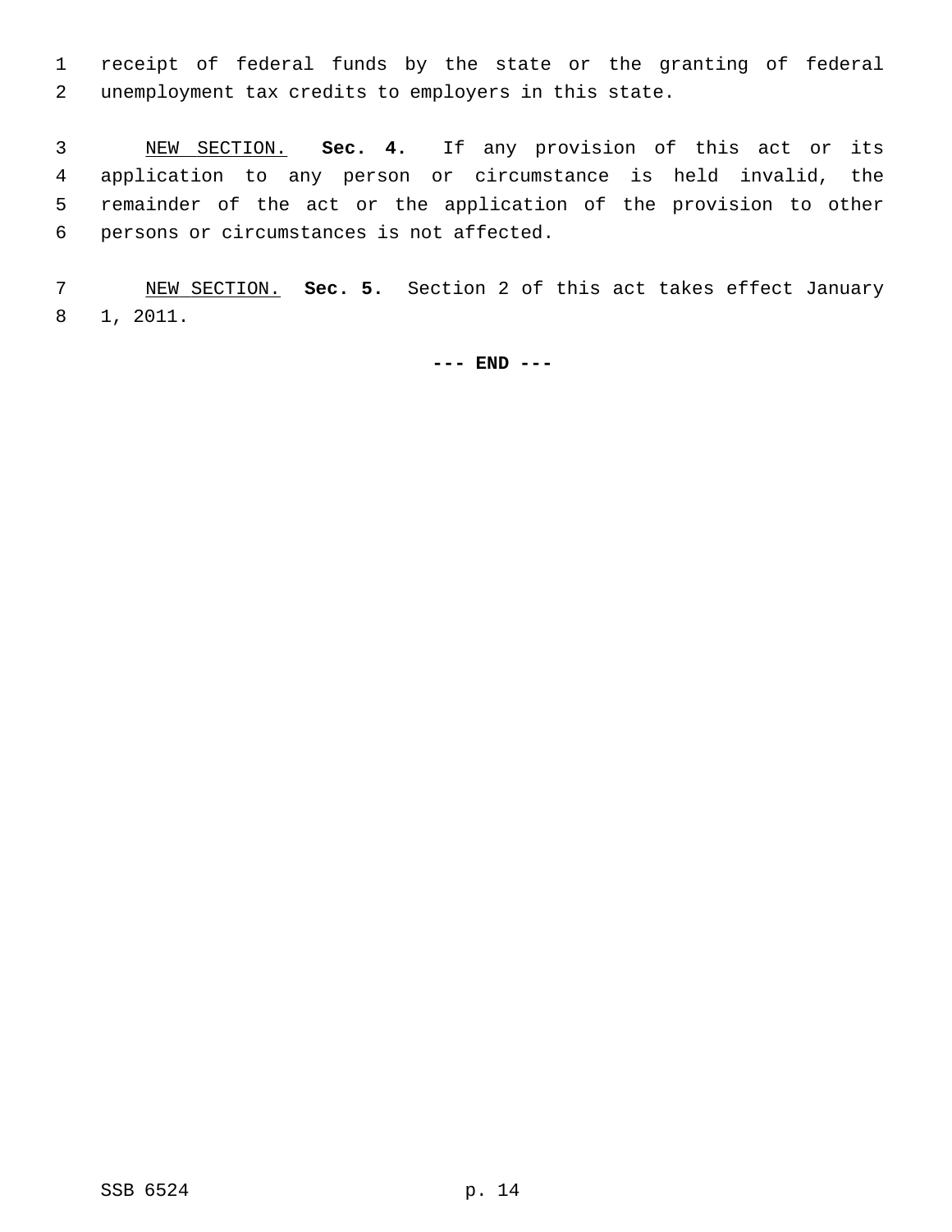receipt of federal funds by the state or the granting of federal unemployment tax credits to employers in this state.

NEW SECTION. **Sec. 4.** If any provision of this act or its application to any person or circumstance is held invalid, the remainder of the act or the application of the provision to other persons or circumstances is not affected.

NEW SECTION. **Sec. 5.** Section 2 of this act takes effect January 1, 2011.

**--- END ---**